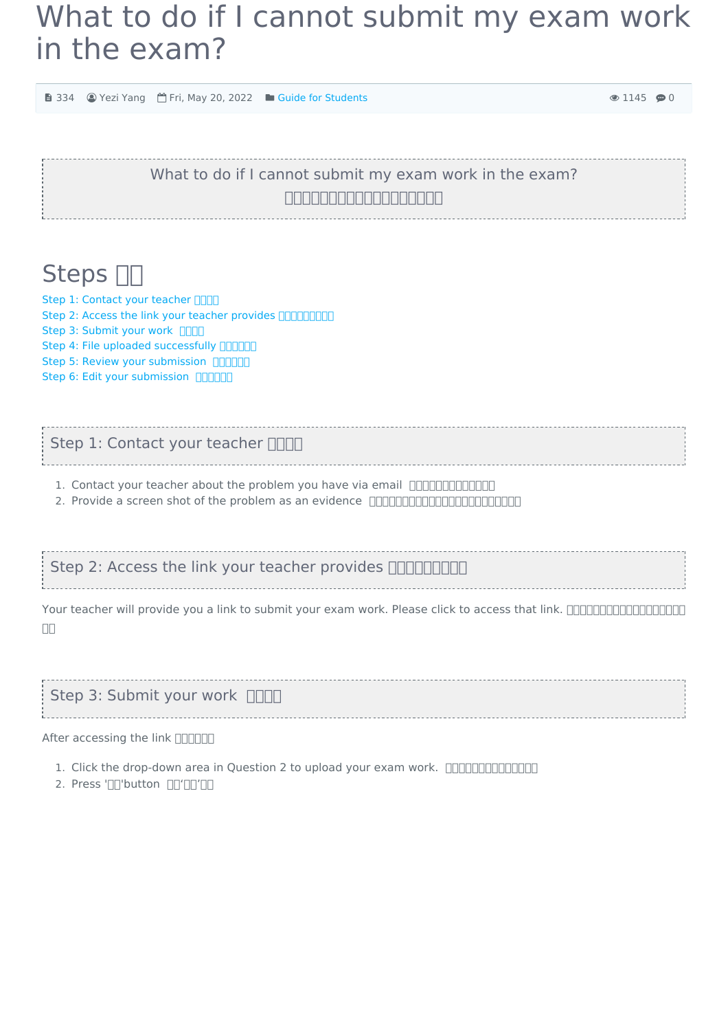# What to do if I cannot submit my exam work in the exam?

334 Yezi Yang Fri, May 20, 2022 Guide for Students 1145 0

What to do if I cannot submit my exam work in the exam?
□□□□□□□□□□□□□□□□□□□□□

## Steps □□

- Step 1: Contact your teacher □□□□
- Step 2: Access the link your teacher provides □□□□□□□□□□
- Step 3: Submit your work □□□□
- Step 4: File uploaded successfully □□□□□□
- Step 5: Review your submission □□□□□□
- Step 6: Edit your submission □□□□□□

### Step 1: Contact your teacher □□□□

1. Contact your teacher about the problem you have via email □□□□□□□□□□□□□□
2. Provide a screen shot of the problem as an evidence □□□□□□□□□□□□□□□□□□□□□□□□□

### Step 2: Access the link your teacher provides □□□□□□□□□□

Your teacher will provide you a link to submit your exam work. Please click to access that link. □□□□□□□□□□□□□□□□□□□□□□

### Step 3: Submit your work □□□□

After accessing the link □□□□□□

1. Click the drop-down area in Question 2 to upload your exam work. □□□□□□□□□□□□□□□
2. Press '□□'button □□'□□'□□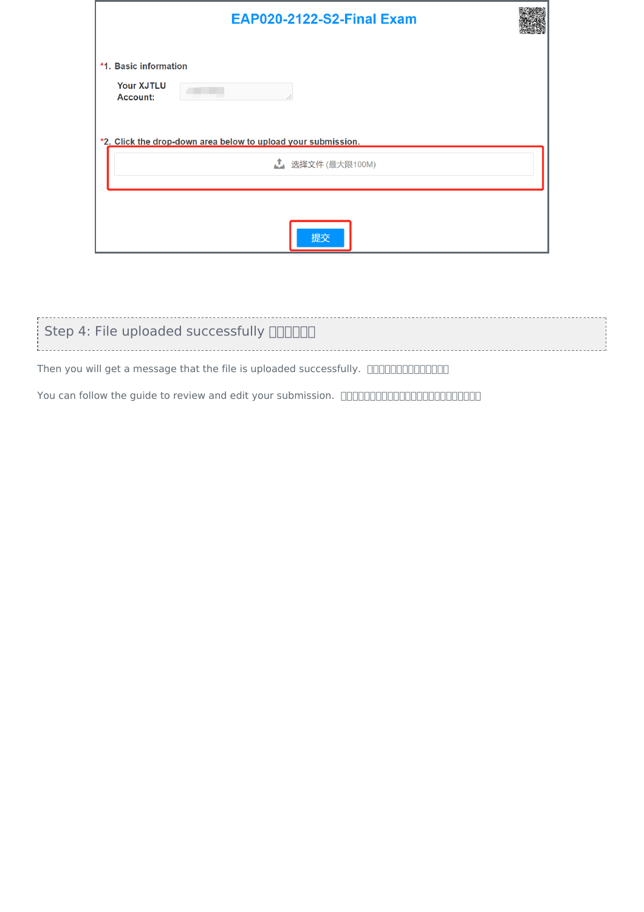# EAP020-2122-S2-Final Exam

*1. Basic information

Your XJTLU Account:

*2. Click the drop-down area below to upload your submission.

选择文件 (最大限100M)

提交

## Step 4: File uploaded successfully □□□□□□□

Then you will get a message that the file is uploaded successfully. □□□□□□□□□□□□□□□

You can follow the guide to review and edit your submission. □□□□□□□□□□□□□□□□□□□□□□□□□□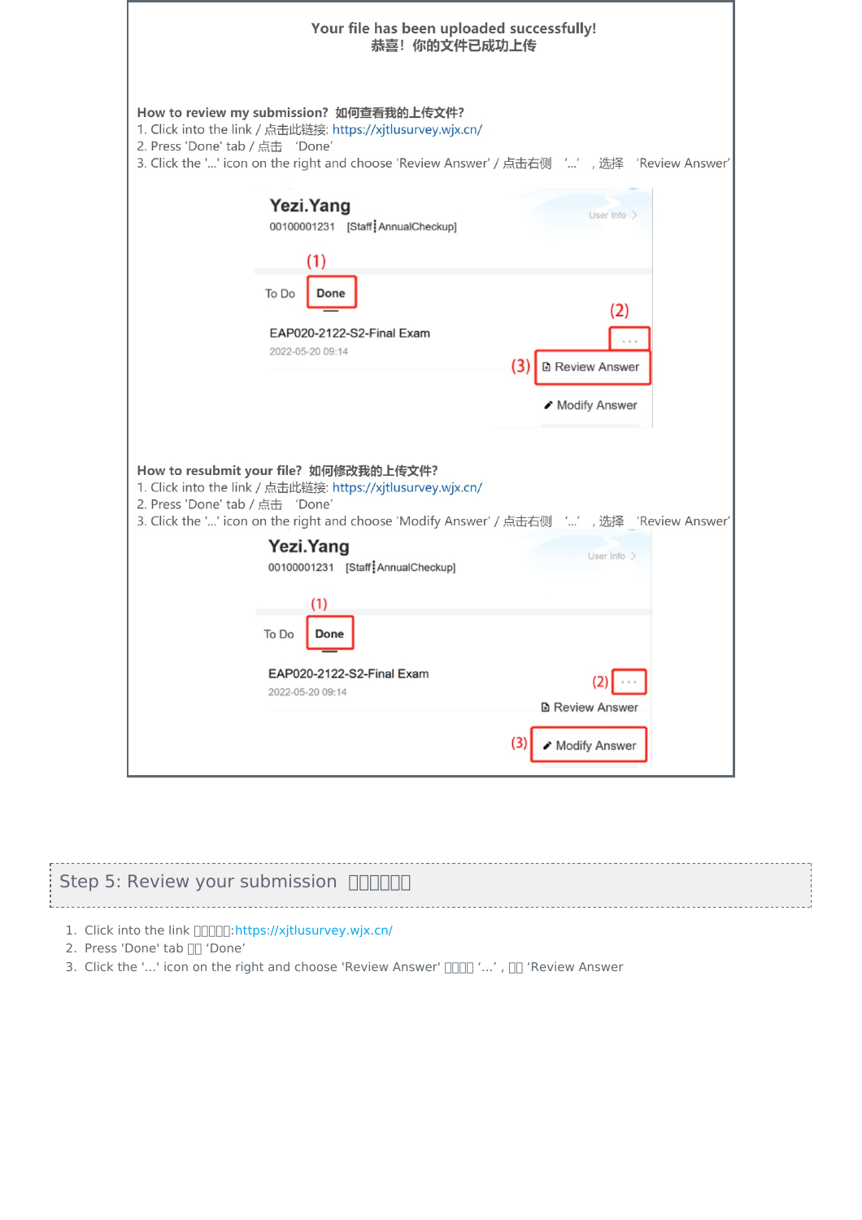Your file has been uploaded successfully!
恭喜！你的文件已成功上传

**How to review my submission? 如何查看我的上传文件?**

1. Click into the link / 点击此链接: https://xjtlusurvey.wjx.cn/
2. Press 'Done' tab / 点击 'Done'
3. Click the '...' icon on the right and choose 'Review Answer' / 点击右侧 '...' ，选择 'Review Answer'

Yezi.Yang
00100001231 [Staff|AnnualCheckup]
User Info >
(1)
To Do Done
(2)
EAP020-2122-S2-Final Exam
2022-05-20 09:14
(3) Review Answer
Modify Answer

**How to resubmit your file? 如何修改我的上传文件?**

1. Click into the link / 点击此链接: https://xjtlusurvey.wjx.cn/
2. Press 'Done' tab / 点击 'Done'
3. Click the '...' icon on the right and choose 'Modify Answer' / 点击右侧 '...' ，选择 'Review Answer'

Yezi.Yang
00100001231 [Staff|AnnualCheckup]
User Info >
(1)
To Do Done
EAP020-2122-S2-Final Exam
2022-05-20 09:14
(2)
Review Answer
(3) Modify Answer

## Step 5: Review your submission □□□□□□

1. Click into the link □□□□□:https://xjtlusurvey.wjx.cn/
2. Press 'Done' tab □□ 'Done'
3. Click the '...' icon on the right and choose 'Review Answer' □□□□ '...' , □□ 'Review Answer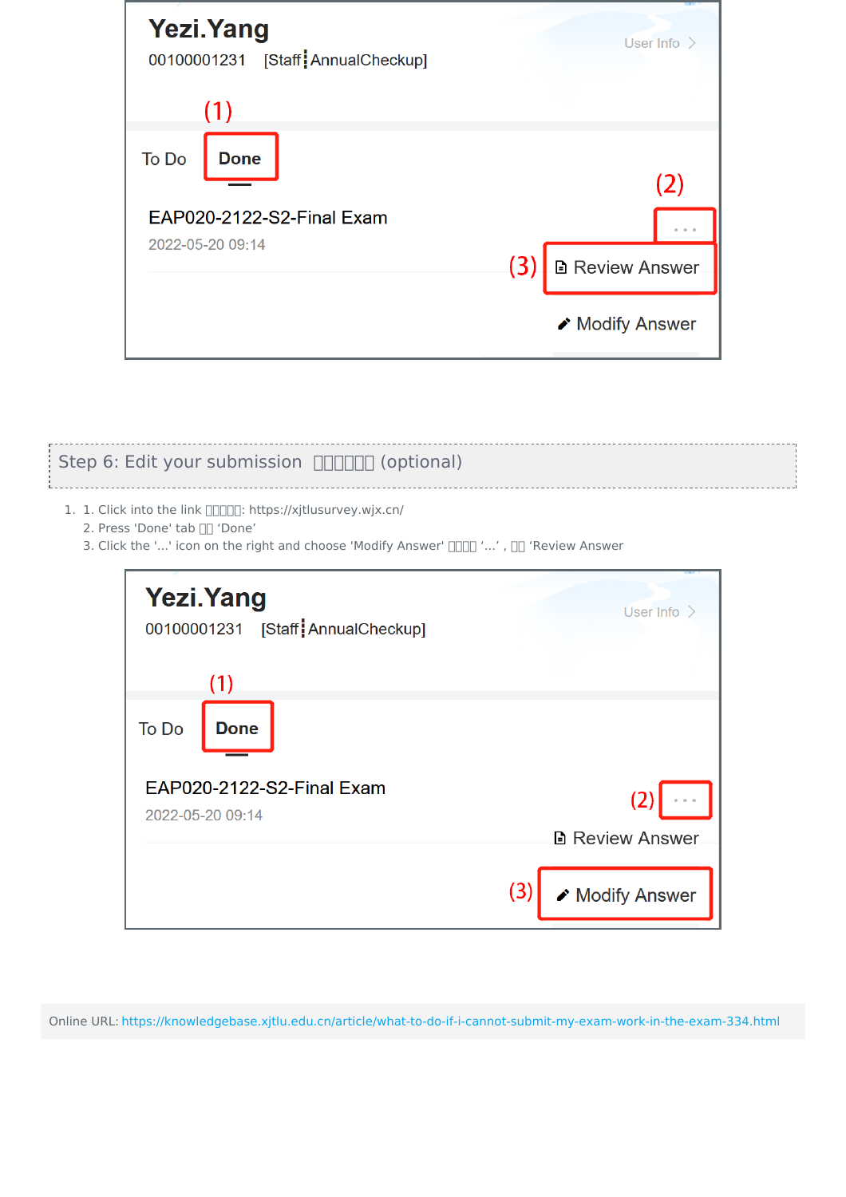## Step 6: Edit your submission □□□□□□ (optional)

1. 1. Click into the link □□□□□: https://xjtlusurvey.wjx.cn/
   2. Press 'Done' tab □□ ‘Done’
   3. Click the '...' icon on the right and choose 'Modify Answer' □□□□ ‘...’ , □□ ‘Review Answer

Online URL: https://knowledgebase.xjtlu.edu.cn/article/what-to-do-if-i-cannot-submit-my-exam-work-in-the-exam-334.html